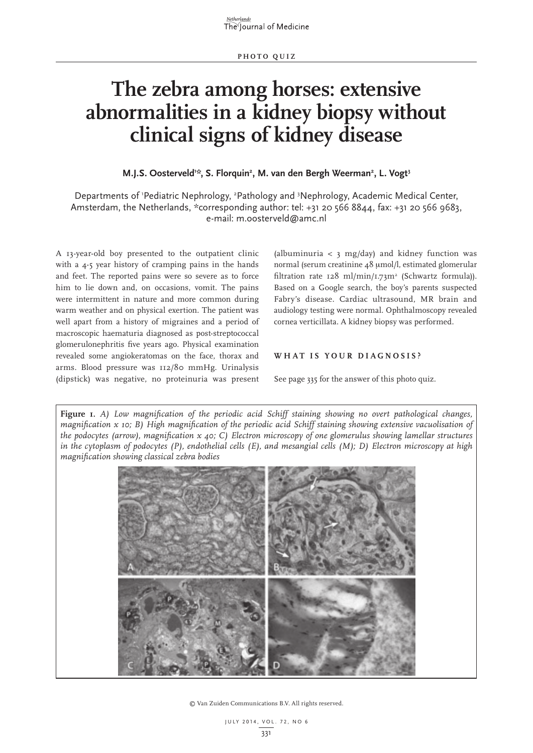PHOTO QUIZ

# The zebra among horses: extensive abnormalities in a kidney biopsy without clinical signs of kidney disease

**M.J.S. Oosterveld[1]*, S. Florquin[2], M. van den Bergh Weerman[2], L. Vogt[3]**

Departments of [1]Pediatric Nephrology, [2]Pathology and [3]Nephrology, Academic Medical Center, Amsterdam, the Netherlands, *corresponding author: tel: +31 20 566 8844, fax: +31 20 566 9683, e-mail: m.oosterveld@amc.nl

A 13-year-old boy presented to the outpatient clinic with a 4-5 year history of cramping pains in the hands and feet. The reported pains were so severe as to force him to lie down and, on occasions, vomit. The pains were intermittent in nature and more common during warm weather and on physical exertion. The patient was well apart from a history of migraines and a period of macroscopic haematuria diagnosed as post-streptococcal glomerulonephritis five years ago. Physical examination revealed some angiokeratomas on the face, thorax and arms. Blood pressure was 112/80 mmHg. Urinalysis (dipstick) was negative, no proteinuria was present (albuminuria < 3 mg/day) and kidney function was normal (serum creatinine 48 μmol/l, estimated glomerular filtration rate 128 ml/min/1.73m$^2$ (Schwartz formula)). Based on a Google search, the boy's parents suspected Fabry's disease. Cardiac ultrasound, MR brain and audiology testing were normal. Ophthalmoscopy revealed cornea verticillata. A kidney biopsy was performed.

## WHAT IS YOUR DIAGNOSIS?

See page 335 for the answer of this photo quiz.

**Figure 1.** *A) Low magnification of the periodic acid Schiff staining showing no overt pathological changes, magnification x 10; B) High magnification of the periodic acid Schiff staining showing extensive vacuolisation of the podocytes (arrow), magnification x 40; C) Electron microscopy of one glomerulus showing lamellar structures in the cytoplasm of podocytes (P), endothelial cells (E), and mesangial cells (M); D) Electron microscopy at high magnification showing classical zebra bodies*

© Van Zuiden Communications B.V. All rights reserved.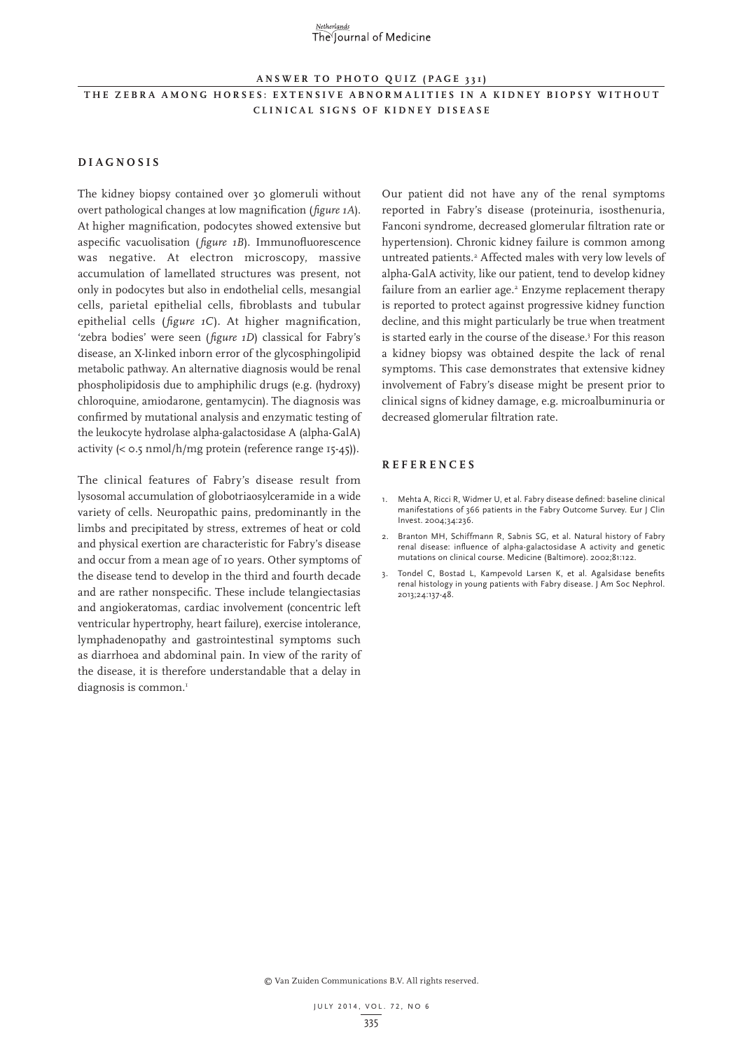## ANSWER TO PHOTO QUIZ (PAGE 331)

## THE ZEBRA AMONG HORSES: EXTENSIVE ABNORMALITIES IN A KIDNEY BIOPSY WITHOUT CLINICAL SIGNS OF KIDNEY DISEASE

### DIAGNOSIS

The kidney biopsy contained over 30 glomeruli without overt pathological changes at low magnification (*figure 1A*). At higher magnification, podocytes showed extensive but aspecific vacuolisation (*figure 1B*). Immunofluorescence was negative. At electron microscopy, massive accumulation of lamellated structures was present, not only in podocytes but also in endothelial cells, mesangial cells, parietal epithelial cells, fibroblasts and tubular epithelial cells (*figure 1C*). At higher magnification, 'zebra bodies' were seen (*figure 1D*) classical for Fabry's disease, an X-linked inborn error of the glycosphingolipid metabolic pathway. An alternative diagnosis would be renal phospholipidosis due to amphiphilic drugs (e.g. (hydroxy) chloroquine, amiodarone, gentamycin). The diagnosis was confirmed by mutational analysis and enzymatic testing of the leukocyte hydrolase alpha-galactosidase A (alpha-GalA) activity (< 0.5 nmol/h/mg protein (reference range 15-45)).

The clinical features of Fabry's disease result from lysosomal accumulation of globotriaosylceramide in a wide variety of cells. Neuropathic pains, predominantly in the limbs and precipitated by stress, extremes of heat or cold and physical exertion are characteristic for Fabry's disease and occur from a mean age of 10 years. Other symptoms of the disease tend to develop in the third and fourth decade and are rather nonspecific. These include telangiectasias and angiokeratomas, cardiac involvement (concentric left ventricular hypertrophy, heart failure), exercise intolerance, lymphadenopathy and gastrointestinal symptoms such as diarrhoea and abdominal pain. In view of the rarity of the disease, it is therefore understandable that a delay in diagnosis is common.[1]

Our patient did not have any of the renal symptoms reported in Fabry's disease (proteinuria, isosthenuria, Fanconi syndrome, decreased glomerular filtration rate or hypertension). Chronic kidney failure is common among untreated patients.[2] Affected males with very low levels of alpha-GalA activity, like our patient, tend to develop kidney failure from an earlier age.[2] Enzyme replacement therapy is reported to protect against progressive kidney function decline, and this might particularly be true when treatment is started early in the course of the disease.[3] For this reason a kidney biopsy was obtained despite the lack of renal symptoms. This case demonstrates that extensive kidney involvement of Fabry's disease might be present prior to clinical signs of kidney damage, e.g. microalbuminuria or decreased glomerular filtration rate.

### REFERENCES

1. Mehta A, Ricci R, Widmer U, et al. Fabry disease defined: baseline clinical manifestations of 366 patients in the Fabry Outcome Survey. Eur J Clin Invest. 2004;34:236.
2. Branton MH, Schiffmann R, Sabnis SG, et al. Natural history of Fabry renal disease: influence of alpha-galactosidase A activity and genetic mutations on clinical course. Medicine (Baltimore). 2002;81:122.
3. Tondel C, Bostad L, Kampevold Larsen K, et al. Agalsidase benefits renal histology in young patients with Fabry disease. J Am Soc Nephrol. 2013;24:137-48.

© Van Zuiden Communications B.V. All rights reserved.